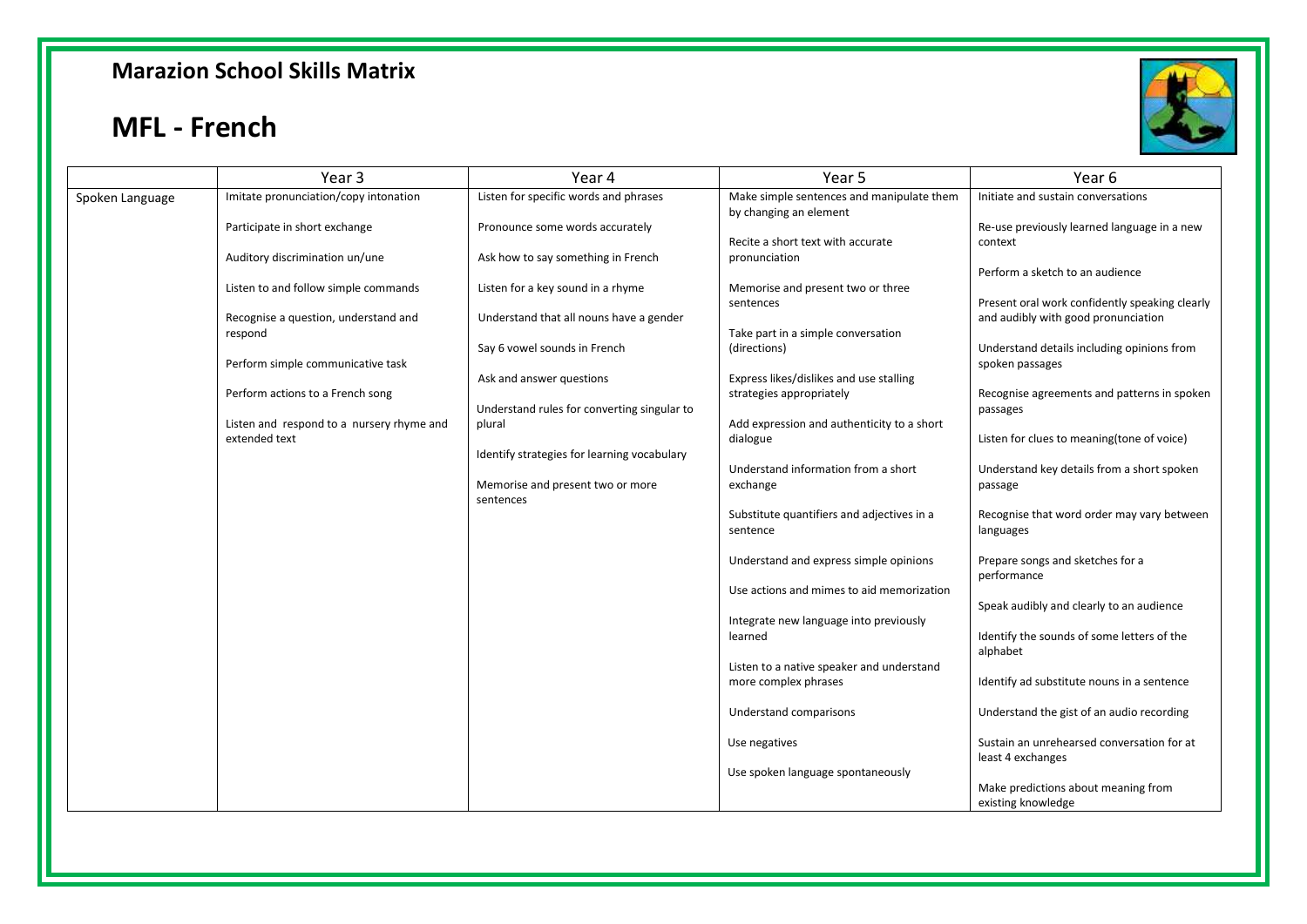# Marazion School Skills Matrix

# MFL - French

| | Year 3 | Year 4 | Year 5 | Year 6 |
|---|---|---|---|---|
| Spoken Language | Imitate pronunciation/copy intonation<br><br>Participate in short exchange<br><br>Auditory discrimination un/une<br><br>Listen to and follow simple commands<br><br>Recognise a question, understand and respond<br><br>Perform simple communicative task<br><br>Perform actions to a French song<br><br>Listen and respond to a nursery rhyme and extended text | Listen for specific words and phrases<br><br>Pronounce some words accurately<br><br>Ask how to say something in French<br><br>Listen for a key sound in a rhyme<br><br>Understand that all nouns have a gender<br><br>Say 6 vowel sounds in French<br><br>Ask and answer questions<br><br>Understand rules for converting singular to plural<br><br>Identify strategies for learning vocabulary<br><br>Memorise and present two or more sentences | Make simple sentences and manipulate them by changing an element<br><br>Recite a short text with accurate pronunciation<br><br>Memorise and present two or three sentences<br><br>Take part in a simple conversation (directions)<br><br>Express likes/dislikes and use stalling strategies appropriately<br><br>Add expression and authenticity to a short dialogue<br><br>Understand information from a short exchange<br><br>Substitute quantifiers and adjectives in a sentence<br><br>Understand and express simple opinions<br><br>Use actions and mimes to aid memorization<br><br>Integrate new language into previously learned<br><br>Listen to a native speaker and understand more complex phrases<br><br>Understand comparisons<br><br>Use negatives<br><br>Use spoken language spontaneously | Initiate and sustain conversations<br><br>Re-use previously learned language in a new context<br><br>Perform a sketch to an audience<br><br>Present oral work confidently speaking clearly and audibly with good pronunciation<br><br>Understand details including opinions from spoken passages<br><br>Recognise agreements and patterns in spoken passages<br><br>Listen for clues to meaning(tone of voice)<br><br>Understand key details from a short spoken passage<br><br>Recognise that word order may vary between languages<br><br>Prepare songs and sketches for a performance<br><br>Speak audibly and clearly to an audience<br><br>Identify the sounds of some letters of the alphabet<br><br>Identify ad substitute nouns in a sentence<br><br>Understand the gist of an audio recording<br><br>Sustain an unrehearsed conversation for at least 4 exchanges<br><br>Make predictions about meaning from existing knowledge |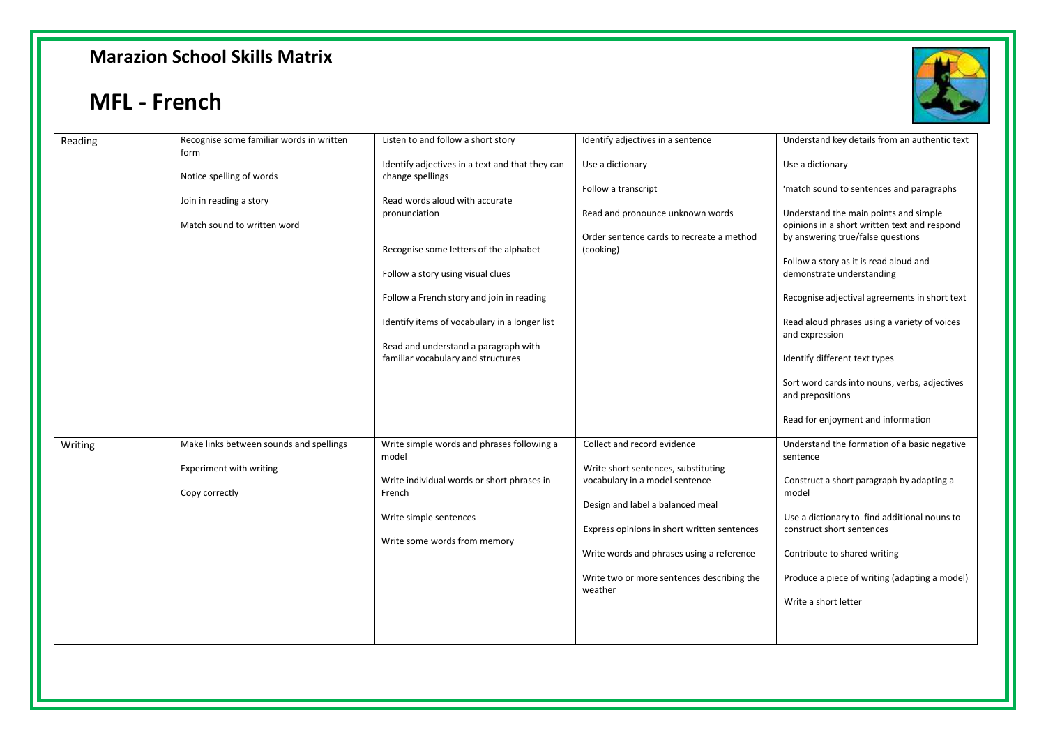## Marazion School Skills Matrix

# MFL - French

| | | | | |
|---|---|---|---|---|
| Reading | Recognise some familiar words in written form<br><br>Notice spelling of words<br><br>Join in reading a story<br><br>Match sound to written word | Listen to and follow a short story<br><br>Identify adjectives in a text and that they can change spellings<br><br>Read words aloud with accurate pronunciation<br><br>Recognise some letters of the alphabet<br><br>Follow a story using visual clues<br><br>Follow a French story and join in reading<br><br>Identify items of vocabulary in a longer list<br><br>Read and understand a paragraph with familiar vocabulary and structures | Identify adjectives in a sentence<br><br>Use a dictionary<br><br>Follow a transcript<br><br>Read and pronounce unknown words<br><br>Order sentence cards to recreate a method (cooking) | Understand key details from an authentic text<br><br>Use a dictionary<br><br>'match sound to sentences and paragraphs<br><br>Understand the main points and simple opinions in a short written text and respond by answering true/false questions<br><br>Follow a story as it is read aloud and demonstrate understanding<br><br>Recognise adjectival agreements in short text<br><br>Read aloud phrases using a variety of voices and expression<br><br>Identify different text types<br><br>Sort word cards into nouns, verbs, adjectives and prepositions<br><br>Read for enjoyment and information |
| Writing | Make links between sounds and spellings<br><br>Experiment with writing<br><br>Copy correctly | Write simple words and phrases following a model<br><br>Write individual words or short phrases in French<br><br>Write simple sentences<br><br>Write some words from memory | Collect and record evidence<br><br>Write short sentences, substituting vocabulary in a model sentence<br><br>Design and label a balanced meal<br><br>Express opinions in short written sentences<br><br>Write words and phrases using a reference<br><br>Write two or more sentences describing the weather | Understand the formation of a basic negative sentence<br><br>Construct a short paragraph by adapting a model<br><br>Use a dictionary to find additional nouns to construct short sentences<br><br>Contribute to shared writing<br><br>Produce a piece of writing (adapting a model)<br><br>Write a short letter |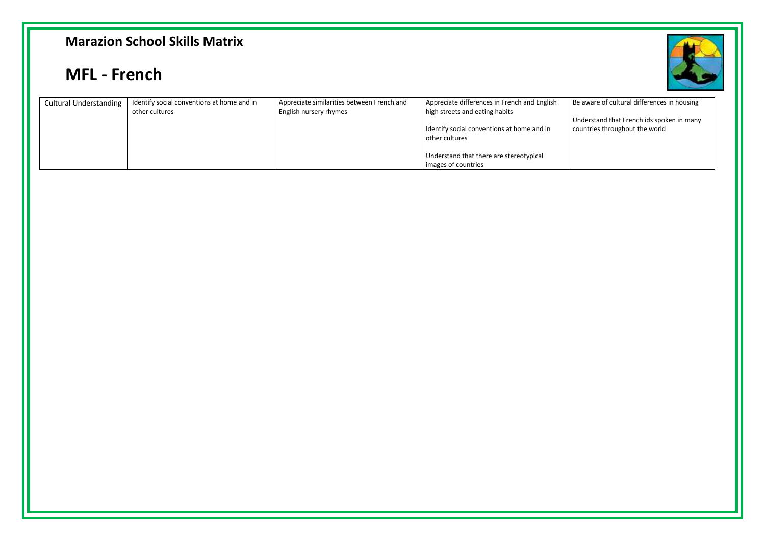## Marazion School Skills Matrix

# MFL - French

| | | | | |
|---|---|---|---|---|
| Cultural Understanding | Identify social conventions at home and in other cultures | Appreciate similarities between French and English nursery rhymes | Appreciate differences in French and English high streets and eating habits<br><br>Identify social conventions at home and in other cultures<br><br>Understand that there are stereotypical images of countries | Be aware of cultural differences in housing<br><br>Understand that French ids spoken in many countries throughout the world |